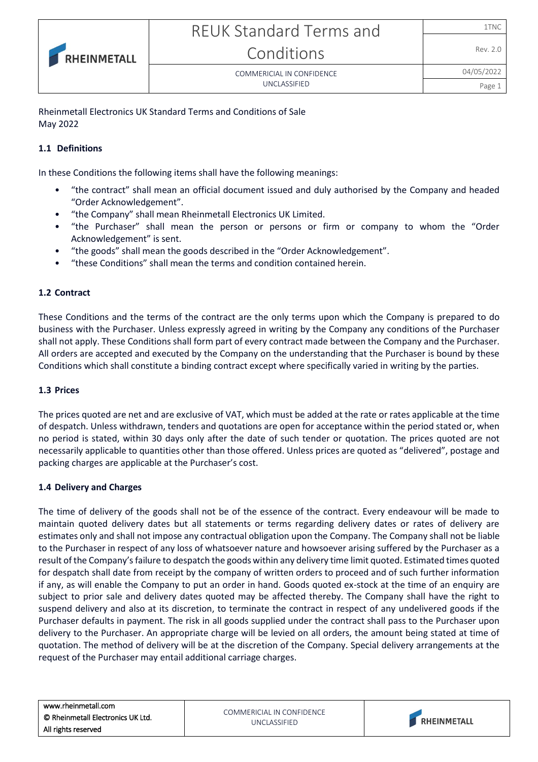Rheinmetall Electronics UK Standard Terms and Conditions of Sale
May 2022

### 1.1 Definitions

In these Conditions the following items shall have the following meanings:

- "the contract" shall mean an official document issued and duly authorised by the Company and headed "Order Acknowledgement".
- "the Company" shall mean Rheinmetall Electronics UK Limited.
- "the Purchaser" shall mean the person or persons or firm or company to whom the "Order Acknowledgement" is sent.
- "the goods" shall mean the goods described in the "Order Acknowledgement".
- "these Conditions" shall mean the terms and condition contained herein.

### 1.2 Contract

These Conditions and the terms of the contract are the only terms upon which the Company is prepared to do business with the Purchaser. Unless expressly agreed in writing by the Company any conditions of the Purchaser shall not apply. These Conditions shall form part of every contract made between the Company and the Purchaser. All orders are accepted and executed by the Company on the understanding that the Purchaser is bound by these Conditions which shall constitute a binding contract except where specifically varied in writing by the parties.

### 1.3 Prices

The prices quoted are net and are exclusive of VAT, which must be added at the rate or rates applicable at the time of despatch. Unless withdrawn, tenders and quotations are open for acceptance within the period stated or, when no period is stated, within 30 days only after the date of such tender or quotation. The prices quoted are not necessarily applicable to quantities other than those offered. Unless prices are quoted as "delivered", postage and packing charges are applicable at the Purchaser's cost.

### 1.4 Delivery and Charges

The time of delivery of the goods shall not be of the essence of the contract. Every endeavour will be made to maintain quoted delivery dates but all statements or terms regarding delivery dates or rates of delivery are estimates only and shall not impose any contractual obligation upon the Company. The Company shall not be liable to the Purchaser in respect of any loss of whatsoever nature and howsoever arising suffered by the Purchaser as a result of the Company's failure to despatch the goods within any delivery time limit quoted. Estimated times quoted for despatch shall date from receipt by the company of written orders to proceed and of such further information if any, as will enable the Company to put an order in hand. Goods quoted ex-stock at the time of an enquiry are subject to prior sale and delivery dates quoted may be affected thereby. The Company shall have the right to suspend delivery and also at its discretion, to terminate the contract in respect of any undelivered goods if the Purchaser defaults in payment. The risk in all goods supplied under the contract shall pass to the Purchaser upon delivery to the Purchaser. An appropriate charge will be levied on all orders, the amount being stated at time of quotation. The method of delivery will be at the discretion of the Company. Special delivery arrangements at the request of the Purchaser may entail additional carriage charges.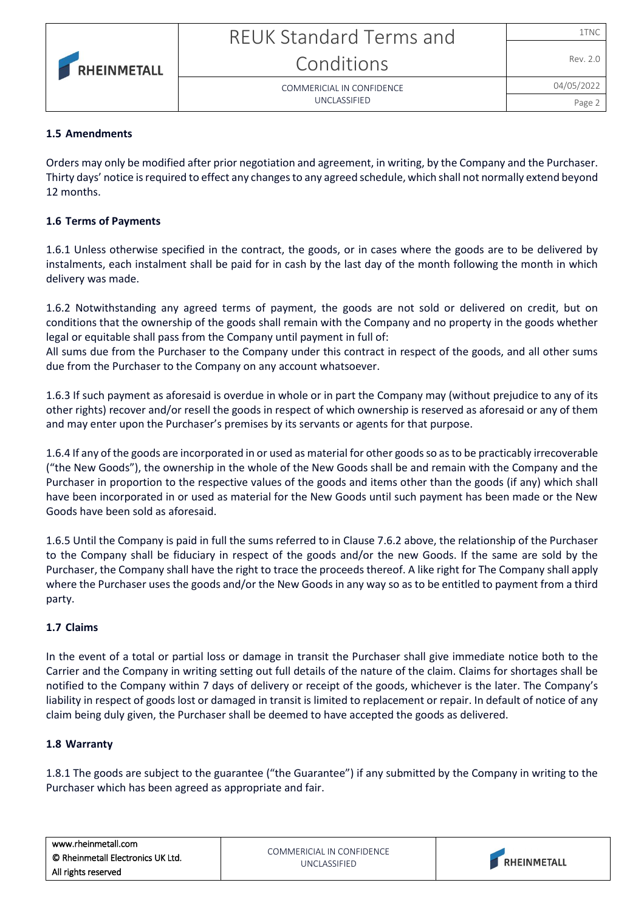### 1.5 Amendments

Orders may only be modified after prior negotiation and agreement, in writing, by the Company and the Purchaser. Thirty days' notice is required to effect any changes to any agreed schedule, which shall not normally extend beyond 12 months.

### 1.6 Terms of Payments

1.6.1 Unless otherwise specified in the contract, the goods, or in cases where the goods are to be delivered by instalments, each instalment shall be paid for in cash by the last day of the month following the month in which delivery was made.

1.6.2 Notwithstanding any agreed terms of payment, the goods are not sold or delivered on credit, but on conditions that the ownership of the goods shall remain with the Company and no property in the goods whether legal or equitable shall pass from the Company until payment in full of:
All sums due from the Purchaser to the Company under this contract in respect of the goods, and all other sums due from the Purchaser to the Company on any account whatsoever.

1.6.3 If such payment as aforesaid is overdue in whole or in part the Company may (without prejudice to any of its other rights) recover and/or resell the goods in respect of which ownership is reserved as aforesaid or any of them and may enter upon the Purchaser's premises by its servants or agents for that purpose.

1.6.4 If any of the goods are incorporated in or used as material for other goods so as to be practicably irrecoverable ("the New Goods"), the ownership in the whole of the New Goods shall be and remain with the Company and the Purchaser in proportion to the respective values of the goods and items other than the goods (if any) which shall have been incorporated in or used as material for the New Goods until such payment has been made or the New Goods have been sold as aforesaid.

1.6.5 Until the Company is paid in full the sums referred to in Clause 7.6.2 above, the relationship of the Purchaser to the Company shall be fiduciary in respect of the goods and/or the new Goods. If the same are sold by the Purchaser, the Company shall have the right to trace the proceeds thereof. A like right for The Company shall apply where the Purchaser uses the goods and/or the New Goods in any way so as to be entitled to payment from a third party.

### 1.7 Claims

In the event of a total or partial loss or damage in transit the Purchaser shall give immediate notice both to the Carrier and the Company in writing setting out full details of the nature of the claim. Claims for shortages shall be notified to the Company within 7 days of delivery or receipt of the goods, whichever is the later. The Company's liability in respect of goods lost or damaged in transit is limited to replacement or repair. In default of notice of any claim being duly given, the Purchaser shall be deemed to have accepted the goods as delivered.

### 1.8 Warranty

1.8.1 The goods are subject to the guarantee ("the Guarantee") if any submitted by the Company in writing to the Purchaser which has been agreed as appropriate and fair.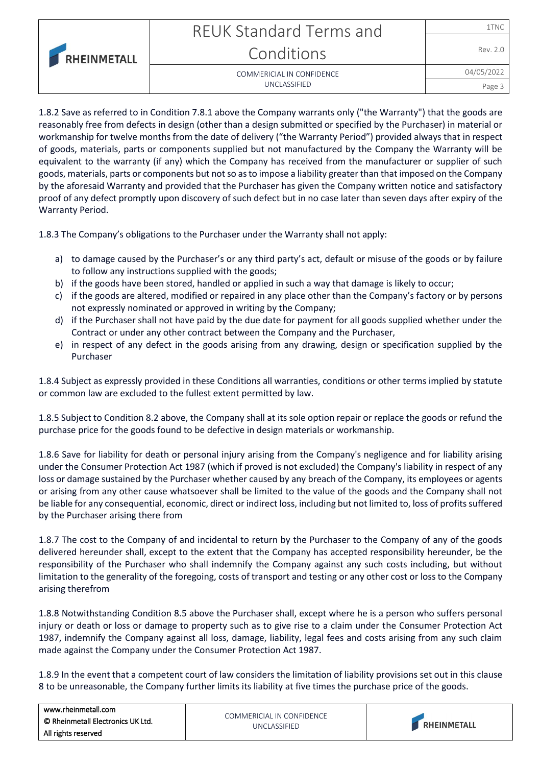1.8.2 Save as referred to in Condition 7.8.1 above the Company warrants only ("the Warranty") that the goods are reasonably free from defects in design (other than a design submitted or specified by the Purchaser) in material or workmanship for twelve months from the date of delivery ("the Warranty Period") provided always that in respect of goods, materials, parts or components supplied but not manufactured by the Company the Warranty will be equivalent to the warranty (if any) which the Company has received from the manufacturer or supplier of such goods, materials, parts or components but not so as to impose a liability greater than that imposed on the Company by the aforesaid Warranty and provided that the Purchaser has given the Company written notice and satisfactory proof of any defect promptly upon discovery of such defect but in no case later than seven days after expiry of the Warranty Period.

1.8.3 The Company's obligations to the Purchaser under the Warranty shall not apply:

a) to damage caused by the Purchaser's or any third party's act, default or misuse of the goods or by failure to follow any instructions supplied with the goods;
b) if the goods have been stored, handled or applied in such a way that damage is likely to occur;
c) if the goods are altered, modified or repaired in any place other than the Company's factory or by persons not expressly nominated or approved in writing by the Company;
d) if the Purchaser shall not have paid by the due date for payment for all goods supplied whether under the Contract or under any other contract between the Company and the Purchaser,
e) in respect of any defect in the goods arising from any drawing, design or specification supplied by the Purchaser

1.8.4 Subject as expressly provided in these Conditions all warranties, conditions or other terms implied by statute or common law are excluded to the fullest extent permitted by law.

1.8.5 Subject to Condition 8.2 above, the Company shall at its sole option repair or replace the goods or refund the purchase price for the goods found to be defective in design materials or workmanship.

1.8.6 Save for liability for death or personal injury arising from the Company's negligence and for liability arising under the Consumer Protection Act 1987 (which if proved is not excluded) the Company's liability in respect of any loss or damage sustained by the Purchaser whether caused by any breach of the Company, its employees or agents or arising from any other cause whatsoever shall be limited to the value of the goods and the Company shall not be liable for any consequential, economic, direct or indirect loss, including but not limited to, loss of profits suffered by the Purchaser arising there from

1.8.7 The cost to the Company of and incidental to return by the Purchaser to the Company of any of the goods delivered hereunder shall, except to the extent that the Company has accepted responsibility hereunder, be the responsibility of the Purchaser who shall indemnify the Company against any such costs including, but without limitation to the generality of the foregoing, costs of transport and testing or any other cost or loss to the Company arising therefrom

1.8.8 Notwithstanding Condition 8.5 above the Purchaser shall, except where he is a person who suffers personal injury or death or loss or damage to property such as to give rise to a claim under the Consumer Protection Act 1987, indemnify the Company against all loss, damage, liability, legal fees and costs arising from any such claim made against the Company under the Consumer Protection Act 1987.

1.8.9 In the event that a competent court of law considers the limitation of liability provisions set out in this clause 8 to be unreasonable, the Company further limits its liability at five times the purchase price of the goods.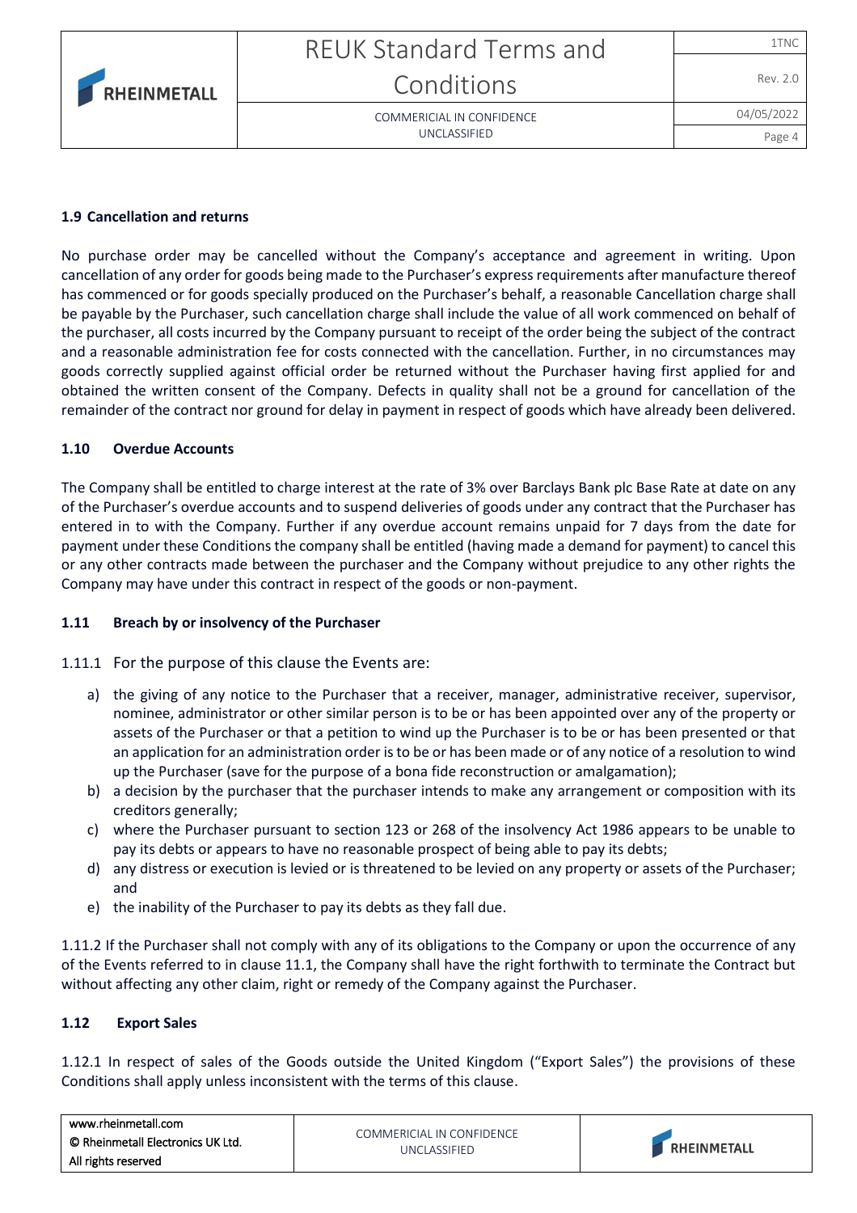### 1.9 Cancellation and returns

No purchase order may be cancelled without the Company's acceptance and agreement in writing. Upon cancellation of any order for goods being made to the Purchaser's express requirements after manufacture thereof has commenced or for goods specially produced on the Purchaser's behalf, a reasonable Cancellation charge shall be payable by the Purchaser, such cancellation charge shall include the value of all work commenced on behalf of the purchaser, all costs incurred by the Company pursuant to receipt of the order being the subject of the contract and a reasonable administration fee for costs connected with the cancellation. Further, in no circumstances may goods correctly supplied against official order be returned without the Purchaser having first applied for and obtained the written consent of the Company. Defects in quality shall not be a ground for cancellation of the remainder of the contract nor ground for delay in payment in respect of goods which have already been delivered.

### 1.10 Overdue Accounts

The Company shall be entitled to charge interest at the rate of 3% over Barclays Bank plc Base Rate at date on any of the Purchaser's overdue accounts and to suspend deliveries of goods under any contract that the Purchaser has entered in to with the Company. Further if any overdue account remains unpaid for 7 days from the date for payment under these Conditions the company shall be entitled (having made a demand for payment) to cancel this or any other contracts made between the purchaser and the Company without prejudice to any other rights the Company may have under this contract in respect of the goods or non-payment.

### 1.11 Breach by or insolvency of the Purchaser

1.11.1 For the purpose of this clause the Events are:

a) the giving of any notice to the Purchaser that a receiver, manager, administrative receiver, supervisor, nominee, administrator or other similar person is to be or has been appointed over any of the property or assets of the Purchaser or that a petition to wind up the Purchaser is to be or has been presented or that an application for an administration order is to be or has been made or of any notice of a resolution to wind up the Purchaser (save for the purpose of a bona fide reconstruction or amalgamation);
b) a decision by the purchaser that the purchaser intends to make any arrangement or composition with its creditors generally;
c) where the Purchaser pursuant to section 123 or 268 of the insolvency Act 1986 appears to be unable to pay its debts or appears to have no reasonable prospect of being able to pay its debts;
d) any distress or execution is levied or is threatened to be levied on any property or assets of the Purchaser; and
e) the inability of the Purchaser to pay its debts as they fall due.

1.11.2 If the Purchaser shall not comply with any of its obligations to the Company or upon the occurrence of any of the Events referred to in clause 11.1, the Company shall have the right forthwith to terminate the Contract but without affecting any other claim, right or remedy of the Company against the Purchaser.

### 1.12 Export Sales

1.12.1 In respect of sales of the Goods outside the United Kingdom ("Export Sales") the provisions of these Conditions shall apply unless inconsistent with the terms of this clause.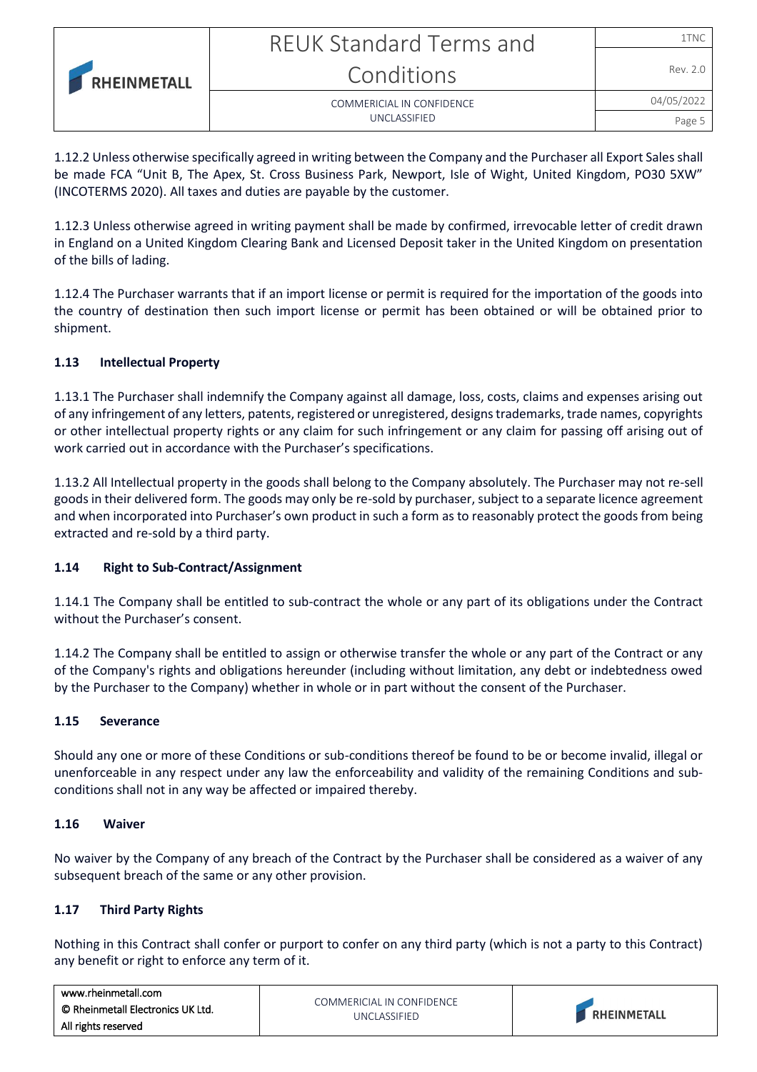1.12.2 Unless otherwise specifically agreed in writing between the Company and the Purchaser all Export Sales shall be made FCA "Unit B, The Apex, St. Cross Business Park, Newport, Isle of Wight, United Kingdom, PO30 5XW" (INCOTERMS 2020). All taxes and duties are payable by the customer.

1.12.3 Unless otherwise agreed in writing payment shall be made by confirmed, irrevocable letter of credit drawn in England on a United Kingdom Clearing Bank and Licensed Deposit taker in the United Kingdom on presentation of the bills of lading.

1.12.4 The Purchaser warrants that if an import license or permit is required for the importation of the goods into the country of destination then such import license or permit has been obtained or will be obtained prior to shipment.

### 1.13 Intellectual Property

1.13.1 The Purchaser shall indemnify the Company against all damage, loss, costs, claims and expenses arising out of any infringement of any letters, patents, registered or unregistered, designs trademarks, trade names, copyrights or other intellectual property rights or any claim for such infringement or any claim for passing off arising out of work carried out in accordance with the Purchaser's specifications.

1.13.2 All Intellectual property in the goods shall belong to the Company absolutely. The Purchaser may not re-sell goods in their delivered form. The goods may only be re-sold by purchaser, subject to a separate licence agreement and when incorporated into Purchaser's own product in such a form as to reasonably protect the goods from being extracted and re-sold by a third party.

### 1.14 Right to Sub-Contract/Assignment

1.14.1 The Company shall be entitled to sub-contract the whole or any part of its obligations under the Contract without the Purchaser's consent.

1.14.2 The Company shall be entitled to assign or otherwise transfer the whole or any part of the Contract or any of the Company's rights and obligations hereunder (including without limitation, any debt or indebtedness owed by the Purchaser to the Company) whether in whole or in part without the consent of the Purchaser.

### 1.15 Severance

Should any one or more of these Conditions or sub-conditions thereof be found to be or become invalid, illegal or unenforceable in any respect under any law the enforceability and validity of the remaining Conditions and sub-conditions shall not in any way be affected or impaired thereby.

### 1.16 Waiver

No waiver by the Company of any breach of the Contract by the Purchaser shall be considered as a waiver of any subsequent breach of the same or any other provision.

### 1.17 Third Party Rights

Nothing in this Contract shall confer or purport to confer on any third party (which is not a party to this Contract) any benefit or right to enforce any term of it.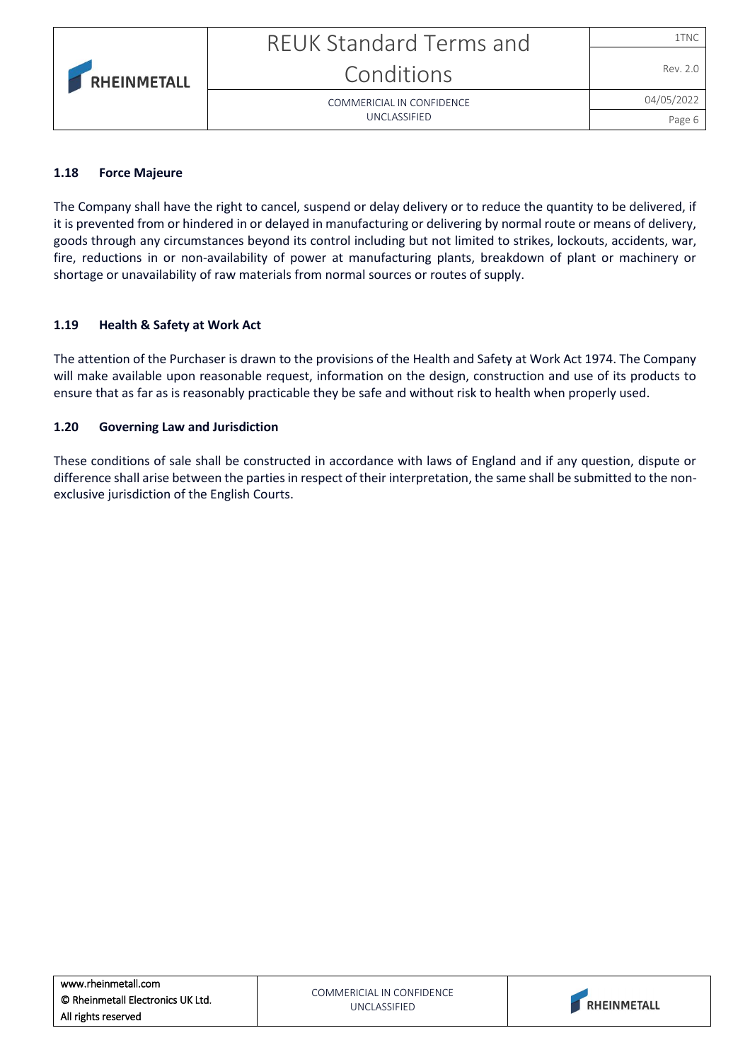### 1.18 Force Majeure

The Company shall have the right to cancel, suspend or delay delivery or to reduce the quantity to be delivered, if it is prevented from or hindered in or delayed in manufacturing or delivering by normal route or means of delivery, goods through any circumstances beyond its control including but not limited to strikes, lockouts, accidents, war, fire, reductions in or non-availability of power at manufacturing plants, breakdown of plant or machinery or shortage or unavailability of raw materials from normal sources or routes of supply.

### 1.19 Health & Safety at Work Act

The attention of the Purchaser is drawn to the provisions of the Health and Safety at Work Act 1974. The Company will make available upon reasonable request, information on the design, construction and use of its products to ensure that as far as is reasonably practicable they be safe and without risk to health when properly used.

### 1.20 Governing Law and Jurisdiction

These conditions of sale shall be constructed in accordance with laws of England and if any question, dispute or difference shall arise between the parties in respect of their interpretation, the same shall be submitted to the non-exclusive jurisdiction of the English Courts.